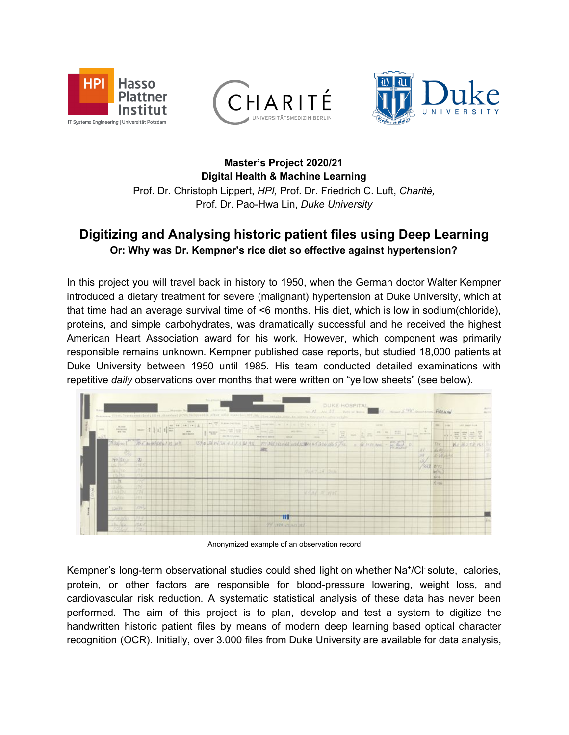**Master's Project 2020/21**
**Digital Health & Machine Learning**
Prof. Dr. Christoph Lippert, *HPI,* Prof. Dr. Friedrich C. Luft, *Charité,*
Prof. Dr. Pao-Hwa Lin, *Duke University*

# Digitizing and Analysing historic patient files using Deep Learning

**Or: Why was Dr. Kempner's rice diet so effective against hypertension?**

In this project you will travel back in history to 1950, when the German doctor Walter Kempner introduced a dietary treatment for severe (malignant) hypertension at Duke University, which at that time had an average survival time of <6 months. His diet, which is low in sodium(chloride), proteins, and simple carbohydrates, was dramatically successful and he received the highest American Heart Association award for his work. However, which component was primarily responsible remains unknown. Kempner published case reports, but studied 18,000 patients at Duke University between 1950 until 1985. His team conducted detailed examinations with repetitive *daily* observations over months that were written on "yellow sheets" (see below).

Anonymized example of an observation record

Kempner's long-term observational studies could shed light on whether $Na^{+}/Cl^{-}$ solute, calories, protein, or other factors are responsible for blood-pressure lowering, weight loss, and cardiovascular risk reduction. A systematic statistical analysis of these data has never been performed. The aim of this project is to plan, develop and test a system to digitize the handwritten historic patient files by means of modern deep learning based optical character recognition (OCR). Initially, over 3.000 files from Duke University are available for data analysis,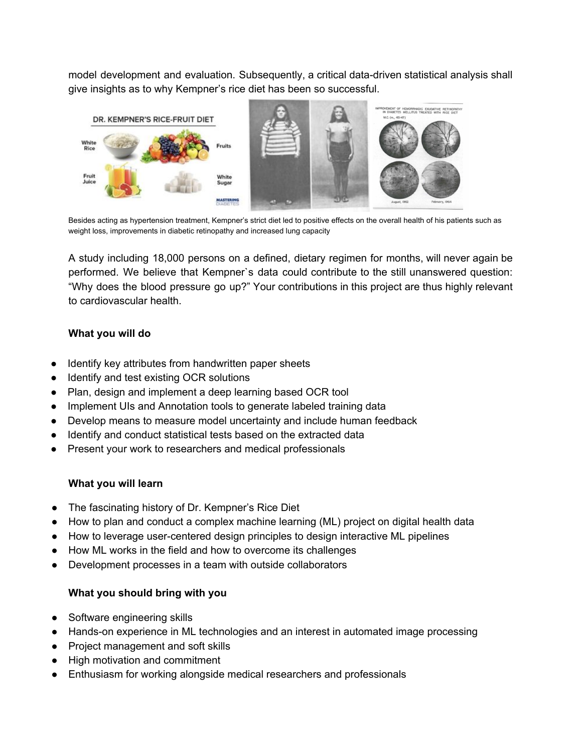model development and evaluation. Subsequently, a critical data-driven statistical analysis shall give insights as to why Kempner's rice diet has been so successful.

Besides acting as hypertension treatment, Kempner's strict diet led to positive effects on the overall health of his patients such as weight loss, improvements in diabetic retinopathy and increased lung capacity

A study including 18,000 persons on a defined, dietary regimen for months, will never again be performed. We believe that Kempner`s data could contribute to the still unanswered question: "Why does the blood pressure go up?" Your contributions in this project are thus highly relevant to cardiovascular health.

**What you will do**

- Identify key attributes from handwritten paper sheets
- Identify and test existing OCR solutions
- Plan, design and implement a deep learning based OCR tool
- Implement UIs and Annotation tools to generate labeled training data
- Develop means to measure model uncertainty and include human feedback
- Identify and conduct statistical tests based on the extracted data
- Present your work to researchers and medical professionals

**What you will learn**

- The fascinating history of Dr. Kempner's Rice Diet
- How to plan and conduct a complex machine learning (ML) project on digital health data
- How to leverage user-centered design principles to design interactive ML pipelines
- How ML works in the field and how to overcome its challenges
- Development processes in a team with outside collaborators

**What you should bring with you**

- Software engineering skills
- Hands-on experience in ML technologies and an interest in automated image processing
- Project management and soft skills
- High motivation and commitment
- Enthusiasm for working alongside medical researchers and professionals